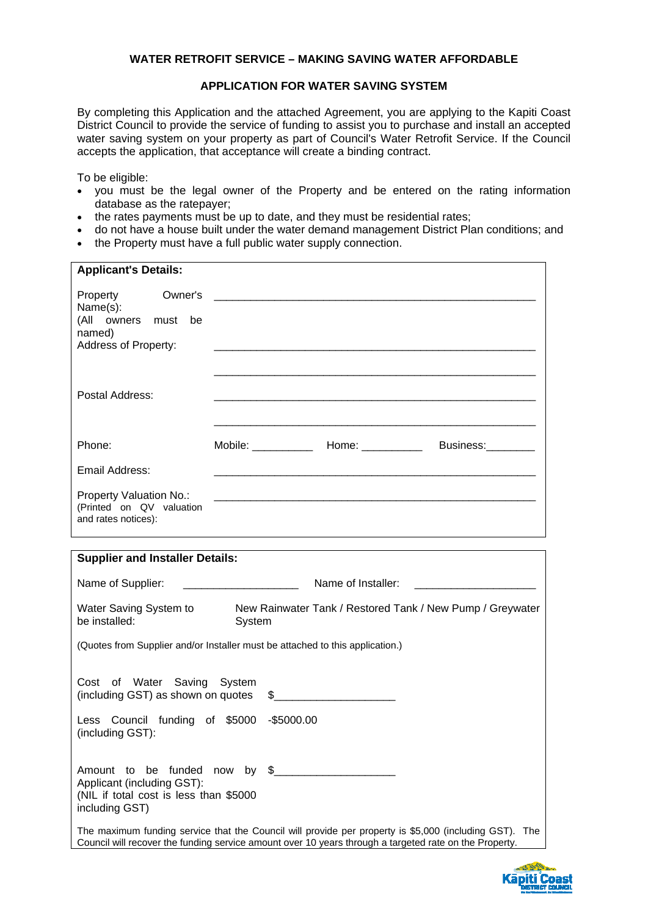## WATER RETROFIT SERVICE – MAKING SAVING WATER AFFORDABLE

## APPLICATION FOR WATER SAVING SYSTEM

By completing this Application and the attached Agreement, you are applying to the Kapiti Coast District Council to provide the service of funding to assist you to purchase and install an accepted water saving system on your property as part of Council's Water Retrofit Service. If the Council accepts the application, that acceptance will create a binding contract.

To be eligible:

- you must be the legal owner of the Property and be entered on the rating information database as the ratepayer;
- the rates payments must be up to date, and they must be residential rates;
- do not have a house built under the water demand management District Plan conditions; and
- the Property must have a full public water supply connection.

**Applicant's Details:**

| | |
|---|---|
| Property Owner's Name(s): (All owners must be named) | ____________________________________________ |
| Address of Property: | ____________________________________________ |
| | ____________________________________________ |
| Postal Address: | ____________________________________________ |
| | ____________________________________________ |
| Phone: | Mobile: __________ Home: __________ Business:________ |
| Email Address: | ____________________________________________ |
| Property Valuation No.: (Printed on QV valuation and rates notices): | ____________________________________________ |

**Supplier and Installer Details:**

Name of Supplier: ___________________ Name of Installer: ____________________

Water Saving System to be installed: New Rainwater Tank / Restored Tank / New Pump / Greywater System

(Quotes from Supplier and/or Installer must be attached to this application.)

| | |
|---|---|
| Cost of Water Saving System (including GST) as shown on quotes | $___________________ |
| Less Council funding of $5000 (including GST): | -$5000.00 |
| Amount to be funded now by Applicant (including GST): (NIL if total cost is less than $5000 including GST) | $___________________ |

The maximum funding service that the Council will provide per property is $5,000 (including GST). The Council will recover the funding service amount over 10 years through a targeted rate on the Property.

Kāpiti Coast District Council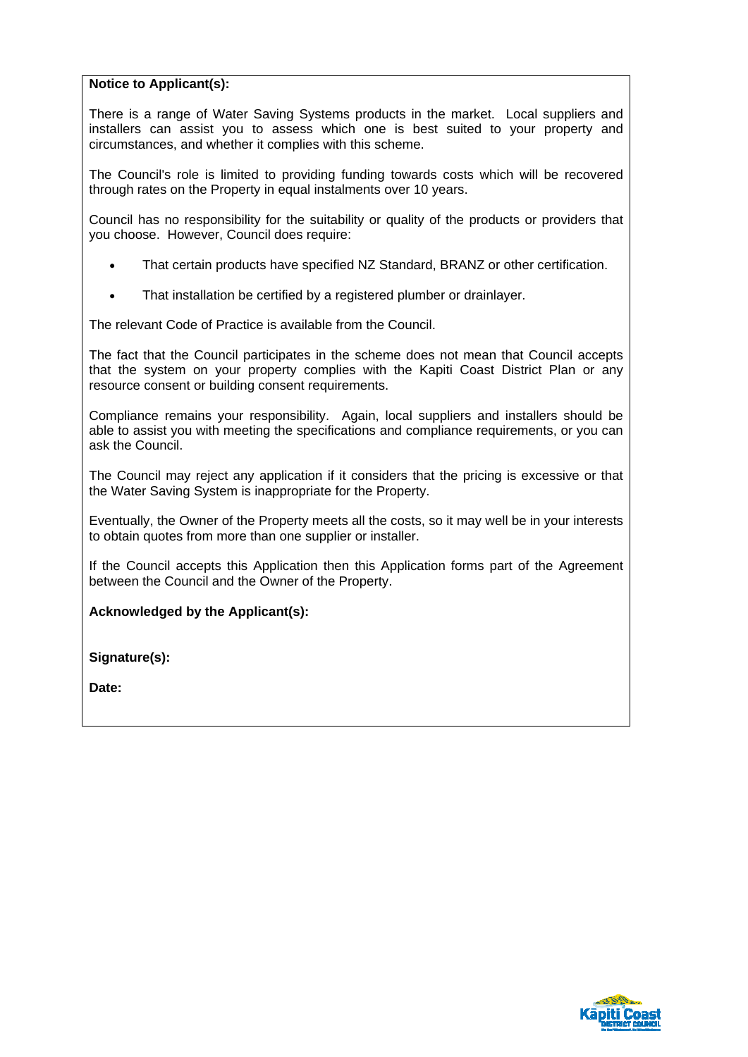**Notice to Applicant(s):**

There is a range of Water Saving Systems products in the market. Local suppliers and installers can assist you to assess which one is best suited to your property and circumstances, and whether it complies with this scheme.

The Council's role is limited to providing funding towards costs which will be recovered through rates on the Property in equal instalments over 10 years.

Council has no responsibility for the suitability or quality of the products or providers that you choose. However, Council does require:

- That certain products have specified NZ Standard, BRANZ or other certification.
- That installation be certified by a registered plumber or drainlayer.

The relevant Code of Practice is available from the Council.

The fact that the Council participates in the scheme does not mean that Council accepts that the system on your property complies with the Kapiti Coast District Plan or any resource consent or building consent requirements.

Compliance remains your responsibility. Again, local suppliers and installers should be able to assist you with meeting the specifications and compliance requirements, or you can ask the Council.

The Council may reject any application if it considers that the pricing is excessive or that the Water Saving System is inappropriate for the Property.

Eventually, the Owner of the Property meets all the costs, so it may well be in your interests to obtain quotes from more than one supplier or installer.

If the Council accepts this Application then this Application forms part of the Agreement between the Council and the Owner of the Property.

**Acknowledged by the Applicant(s):**

**Signature(s):**

**Date:**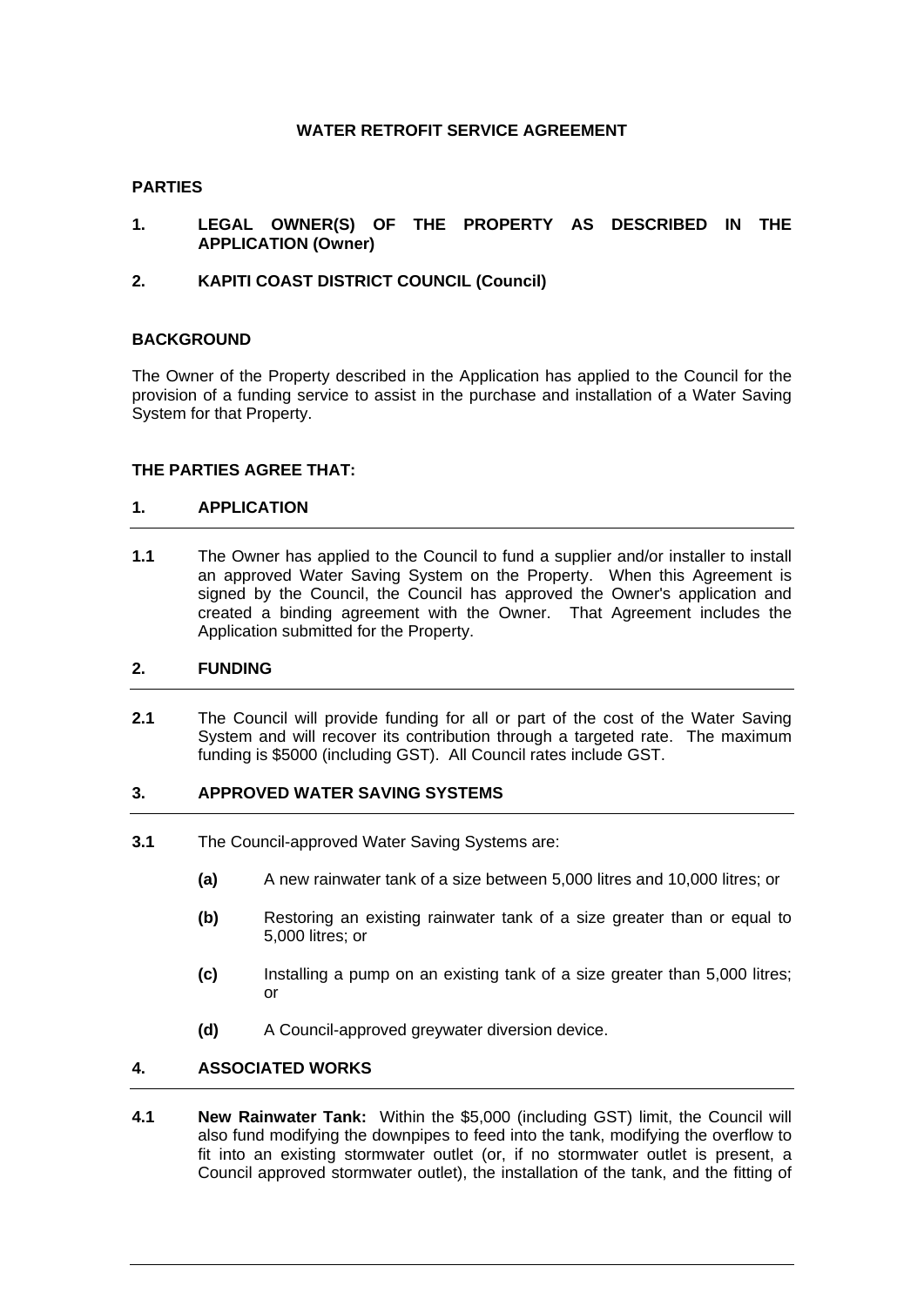# WATER RETROFIT SERVICE AGREEMENT

## PARTIES

**1. LEGAL OWNER(S) OF THE PROPERTY AS DESCRIBED IN THE APPLICATION (Owner)**

**2. KAPITI COAST DISTRICT COUNCIL (Council)**

## BACKGROUND

The Owner of the Property described in the Application has applied to the Council for the provision of a funding service to assist in the purchase and installation of a Water Saving System for that Property.

## THE PARTIES AGREE THAT:

### 1. APPLICATION

**1.1** The Owner has applied to the Council to fund a supplier and/or installer to install an approved Water Saving System on the Property. When this Agreement is signed by the Council, the Council has approved the Owner's application and created a binding agreement with the Owner. That Agreement includes the Application submitted for the Property.

### 2. FUNDING

**2.1** The Council will provide funding for all or part of the cost of the Water Saving System and will recover its contribution through a targeted rate. The maximum funding is $5000 (including GST). All Council rates include GST.

### 3. APPROVED WATER SAVING SYSTEMS

**3.1** The Council-approved Water Saving Systems are:

- **(a)** A new rainwater tank of a size between 5,000 litres and 10,000 litres; or
- **(b)** Restoring an existing rainwater tank of a size greater than or equal to 5,000 litres; or
- **(c)** Installing a pump on an existing tank of a size greater than 5,000 litres; or
- **(d)** A Council-approved greywater diversion device.

### 4. ASSOCIATED WORKS

**4.1** **New Rainwater Tank:** Within the $5,000 (including GST) limit, the Council will also fund modifying the downpipes to feed into the tank, modifying the overflow to fit into an existing stormwater outlet (or, if no stormwater outlet is present, a Council approved stormwater outlet), the installation of the tank, and the fitting of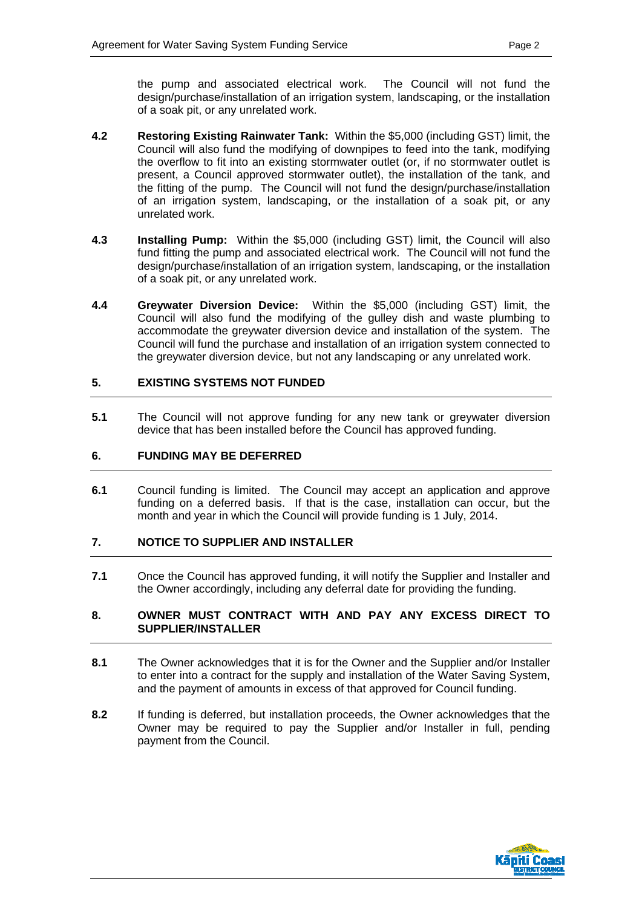the pump and associated electrical work. The Council will not fund the design/purchase/installation of an irrigation system, landscaping, or the installation of a soak pit, or any unrelated work.

**4.2** **Restoring Existing Rainwater Tank:** Within the $5,000 (including GST) limit, the Council will also fund the modifying of downpipes to feed into the tank, modifying the overflow to fit into an existing stormwater outlet (or, if no stormwater outlet is present, a Council approved stormwater outlet), the installation of the tank, and the fitting of the pump. The Council will not fund the design/purchase/installation of an irrigation system, landscaping, or the installation of a soak pit, or any unrelated work.

**4.3** **Installing Pump:** Within the $5,000 (including GST) limit, the Council will also fund fitting the pump and associated electrical work. The Council will not fund the design/purchase/installation of an irrigation system, landscaping, or the installation of a soak pit, or any unrelated work.

**4.4** **Greywater Diversion Device:** Within the $5,000 (including GST) limit, the Council will also fund the modifying of the gulley dish and waste plumbing to accommodate the greywater diversion device and installation of the system. The Council will fund the purchase and installation of an irrigation system connected to the greywater diversion device, but not any landscaping or any unrelated work.

## 5. EXISTING SYSTEMS NOT FUNDED

**5.1** The Council will not approve funding for any new tank or greywater diversion device that has been installed before the Council has approved funding.

## 6. FUNDING MAY BE DEFERRED

**6.1** Council funding is limited. The Council may accept an application and approve funding on a deferred basis. If that is the case, installation can occur, but the month and year in which the Council will provide funding is 1 July, 2014.

## 7. NOTICE TO SUPPLIER AND INSTALLER

**7.1** Once the Council has approved funding, it will notify the Supplier and Installer and the Owner accordingly, including any deferral date for providing the funding.

## 8. OWNER MUST CONTRACT WITH AND PAY ANY EXCESS DIRECT TO SUPPLIER/INSTALLER

**8.1** The Owner acknowledges that it is for the Owner and the Supplier and/or Installer to enter into a contract for the supply and installation of the Water Saving System, and the payment of amounts in excess of that approved for Council funding.

**8.2** If funding is deferred, but installation proceeds, the Owner acknowledges that the Owner may be required to pay the Supplier and/or Installer in full, pending payment from the Council.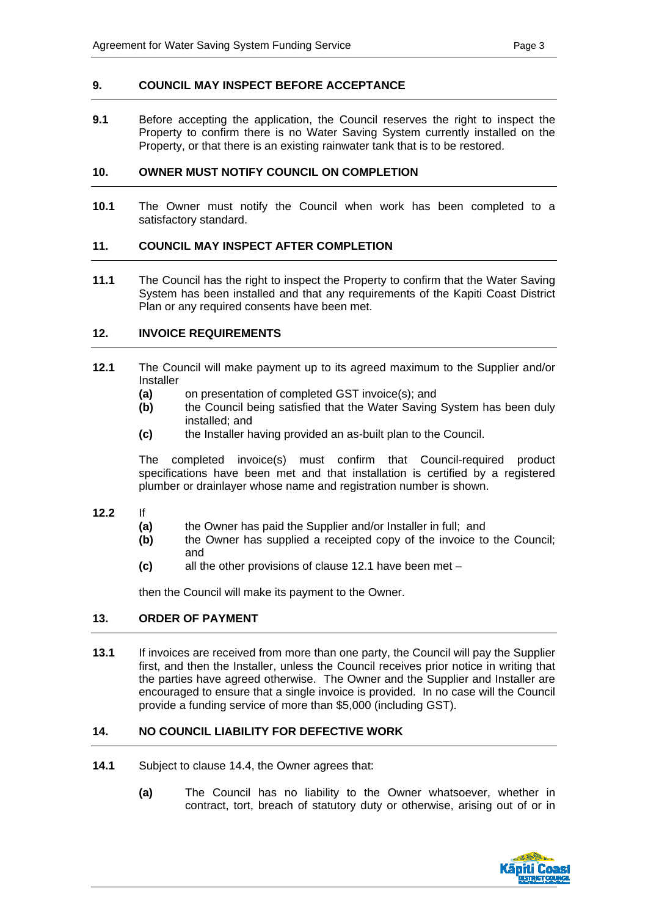## 9. COUNCIL MAY INSPECT BEFORE ACCEPTANCE

**9.1** Before accepting the application, the Council reserves the right to inspect the Property to confirm there is no Water Saving System currently installed on the Property, or that there is an existing rainwater tank that is to be restored.

## 10. OWNER MUST NOTIFY COUNCIL ON COMPLETION

**10.1** The Owner must notify the Council when work has been completed to a satisfactory standard.

## 11. COUNCIL MAY INSPECT AFTER COMPLETION

**11.1** The Council has the right to inspect the Property to confirm that the Water Saving System has been installed and that any requirements of the Kapiti Coast District Plan or any required consents have been met.

## 12. INVOICE REQUIREMENTS

**12.1** The Council will make payment up to its agreed maximum to the Supplier and/or Installer

- **(a)** on presentation of completed GST invoice(s); and
- **(b)** the Council being satisfied that the Water Saving System has been duly installed; and
- **(c)** the Installer having provided an as-built plan to the Council.

The completed invoice(s) must confirm that Council-required product specifications have been met and that installation is certified by a registered plumber or drainlayer whose name and registration number is shown.

**12.2** If

- **(a)** the Owner has paid the Supplier and/or Installer in full; and
- **(b)** the Owner has supplied a receipted copy of the invoice to the Council; and
- **(c)** all the other provisions of clause 12.1 have been met –

then the Council will make its payment to the Owner.

## 13. ORDER OF PAYMENT

**13.1** If invoices are received from more than one party, the Council will pay the Supplier first, and then the Installer, unless the Council receives prior notice in writing that the parties have agreed otherwise. The Owner and the Supplier and Installer are encouraged to ensure that a single invoice is provided. In no case will the Council provide a funding service of more than $5,000 (including GST).

## 14. NO COUNCIL LIABILITY FOR DEFECTIVE WORK

**14.1** Subject to clause 14.4, the Owner agrees that:

- **(a)** The Council has no liability to the Owner whatsoever, whether in contract, tort, breach of statutory duty or otherwise, arising out of or in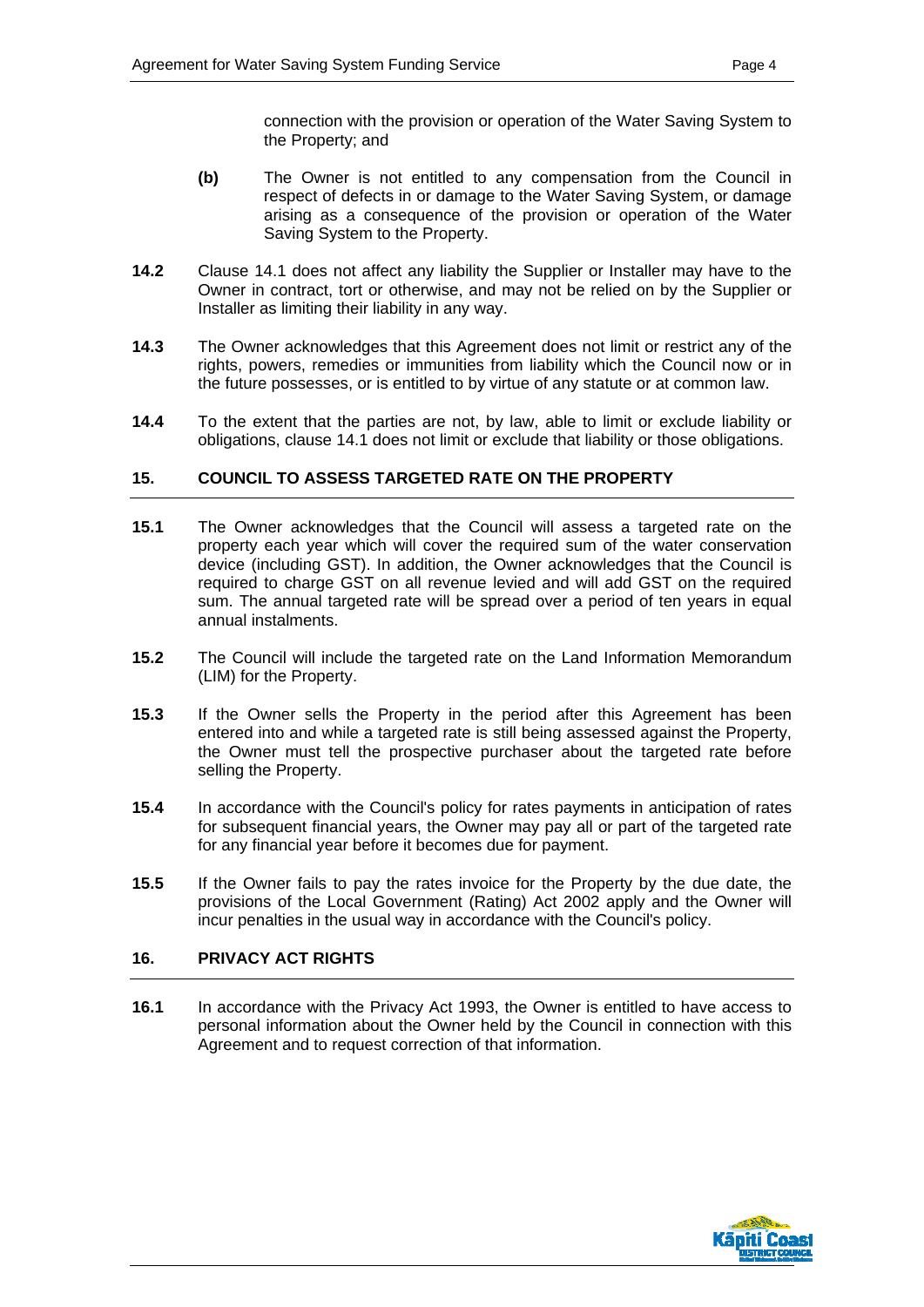connection with the provision or operation of the Water Saving System to the Property; and

**(b)** The Owner is not entitled to any compensation from the Council in respect of defects in or damage to the Water Saving System, or damage arising as a consequence of the provision or operation of the Water Saving System to the Property.

**14.2** Clause 14.1 does not affect any liability the Supplier or Installer may have to the Owner in contract, tort or otherwise, and may not be relied on by the Supplier or Installer as limiting their liability in any way.

**14.3** The Owner acknowledges that this Agreement does not limit or restrict any of the rights, powers, remedies or immunities from liability which the Council now or in the future possesses, or is entitled to by virtue of any statute or at common law.

**14.4** To the extent that the parties are not, by law, able to limit or exclude liability or obligations, clause 14.1 does not limit or exclude that liability or those obligations.

## 15. COUNCIL TO ASSESS TARGETED RATE ON THE PROPERTY

**15.1** The Owner acknowledges that the Council will assess a targeted rate on the property each year which will cover the required sum of the water conservation device (including GST). In addition, the Owner acknowledges that the Council is required to charge GST on all revenue levied and will add GST on the required sum. The annual targeted rate will be spread over a period of ten years in equal annual instalments.

**15.2** The Council will include the targeted rate on the Land Information Memorandum (LIM) for the Property.

**15.3** If the Owner sells the Property in the period after this Agreement has been entered into and while a targeted rate is still being assessed against the Property, the Owner must tell the prospective purchaser about the targeted rate before selling the Property.

**15.4** In accordance with the Council's policy for rates payments in anticipation of rates for subsequent financial years, the Owner may pay all or part of the targeted rate for any financial year before it becomes due for payment.

**15.5** If the Owner fails to pay the rates invoice for the Property by the due date, the provisions of the Local Government (Rating) Act 2002 apply and the Owner will incur penalties in the usual way in accordance with the Council's policy.

## 16. PRIVACY ACT RIGHTS

**16.1** In accordance with the Privacy Act 1993, the Owner is entitled to have access to personal information about the Owner held by the Council in connection with this Agreement and to request correction of that information.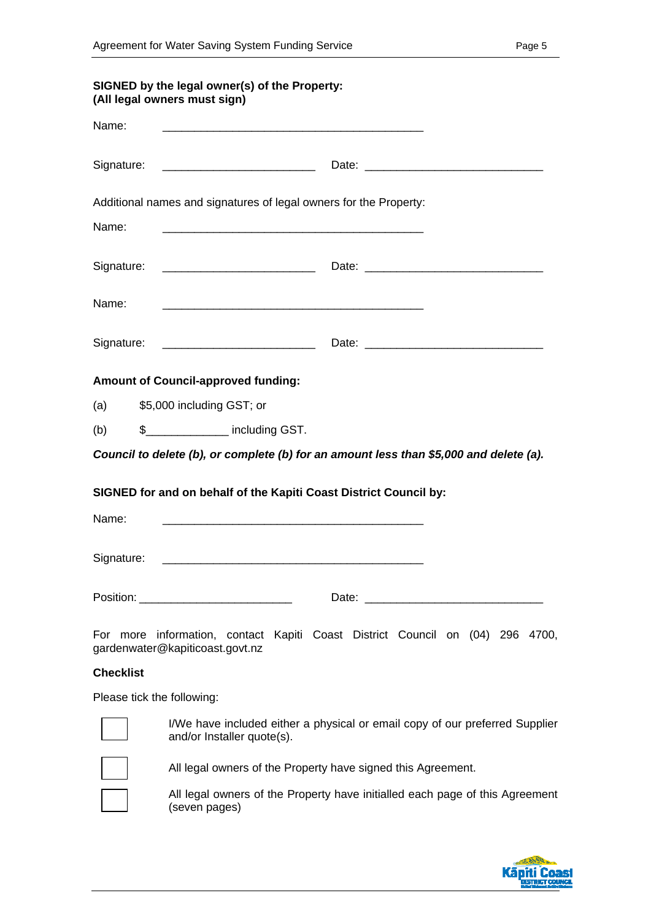**SIGNED by the legal owner(s) of the Property:**
**(All legal owners must sign)**

Name: ____________________________________________

Signature: _________________________ Date: _____________________________

Additional names and signatures of legal owners for the Property:

Name: ____________________________________________

Signature: _________________________ Date: _____________________________

Name: ____________________________________________

Signature: _________________________ Date: _____________________________

**Amount of Council-approved funding:**

(a) $5,000 including GST; or

(b) $_____________ including GST.

***Council to delete (b), or complete (b) for an amount less than $5,000 and delete (a).***

**SIGNED for and on behalf of the Kapiti Coast District Council by:**

Name: ____________________________________________

Signature: ____________________________________________

Position: _________________________ Date: _____________________________

For more information, contact Kapiti Coast District Council on (04) 296 4700, gardenwater@kapiticoast.govt.nz

**Checklist**

Please tick the following:

- [ ] I/We have included either a physical or email copy of our preferred Supplier and/or Installer quote(s).
- [ ] All legal owners of the Property have signed this Agreement.
- [ ] All legal owners of the Property have initialled each page of this Agreement (seven pages)